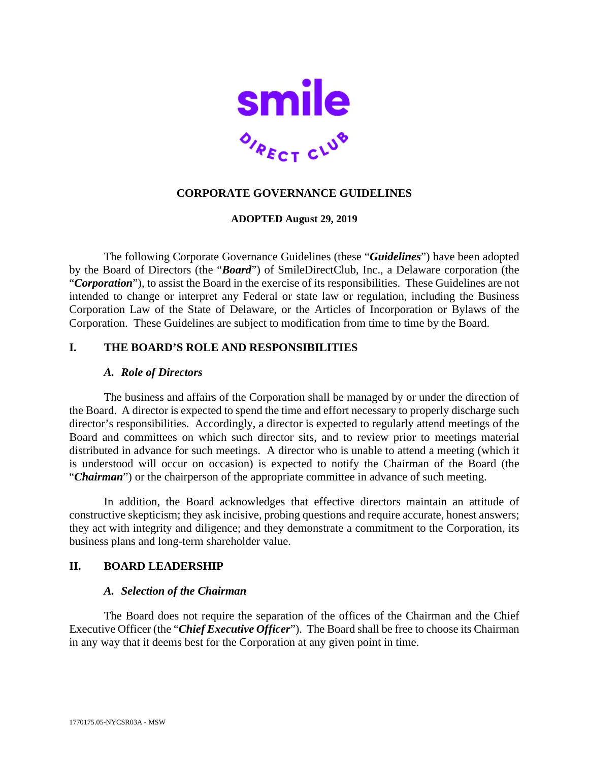# CORPORATE GOVERNANCE GUIDELINES

**ADOPTED August 29, 2019**

The following Corporate Governance Guidelines (these "***Guidelines***") have been adopted by the Board of Directors (the "***Board***") of SmileDirectClub, Inc., a Delaware corporation (the "***Corporation***"), to assist the Board in the exercise of its responsibilities. These Guidelines are not intended to change or interpret any Federal or state law or regulation, including the Business Corporation Law of the State of Delaware, or the Articles of Incorporation or Bylaws of the Corporation. These Guidelines are subject to modification from time to time by the Board.

## I. THE BOARD'S ROLE AND RESPONSIBILITIES

### *A. Role of Directors*

The business and affairs of the Corporation shall be managed by or under the direction of the Board. A director is expected to spend the time and effort necessary to properly discharge such director's responsibilities. Accordingly, a director is expected to regularly attend meetings of the Board and committees on which such director sits, and to review prior to meetings material distributed in advance for such meetings. A director who is unable to attend a meeting (which it is understood will occur on occasion) is expected to notify the Chairman of the Board (the "***Chairman***") or the chairperson of the appropriate committee in advance of such meeting.

In addition, the Board acknowledges that effective directors maintain an attitude of constructive skepticism; they ask incisive, probing questions and require accurate, honest answers; they act with integrity and diligence; and they demonstrate a commitment to the Corporation, its business plans and long-term shareholder value.

## II. BOARD LEADERSHIP

### *A. Selection of the Chairman*

The Board does not require the separation of the offices of the Chairman and the Chief Executive Officer (the "***Chief Executive Officer***"). The Board shall be free to choose its Chairman in any way that it deems best for the Corporation at any given point in time.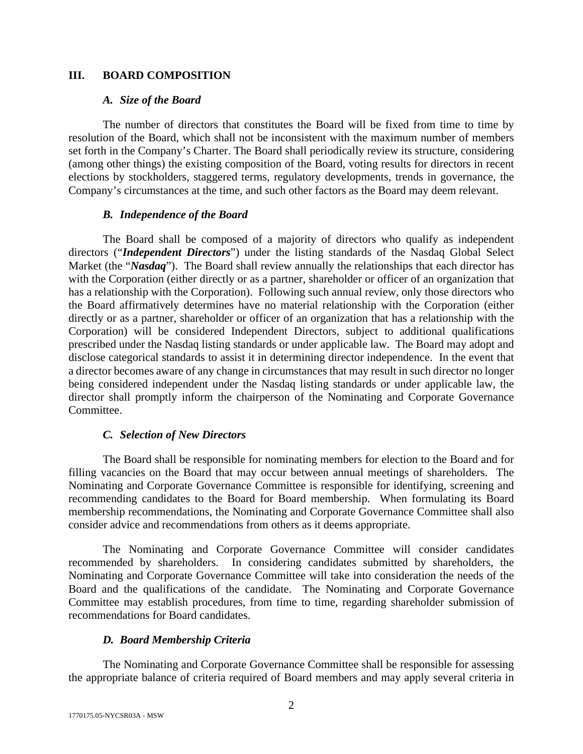## III. BOARD COMPOSITION

### *A. Size of the Board*

The number of directors that constitutes the Board will be fixed from time to time by resolution of the Board, which shall not be inconsistent with the maximum number of members set forth in the Company's Charter. The Board shall periodically review its structure, considering (among other things) the existing composition of the Board, voting results for directors in recent elections by stockholders, staggered terms, regulatory developments, trends in governance, the Company's circumstances at the time, and such other factors as the Board may deem relevant.

### *B. Independence of the Board*

The Board shall be composed of a majority of directors who qualify as independent directors ("***Independent Directors***") under the listing standards of the Nasdaq Global Select Market (the "***Nasdaq***"). The Board shall review annually the relationships that each director has with the Corporation (either directly or as a partner, shareholder or officer of an organization that has a relationship with the Corporation). Following such annual review, only those directors who the Board affirmatively determines have no material relationship with the Corporation (either directly or as a partner, shareholder or officer of an organization that has a relationship with the Corporation) will be considered Independent Directors, subject to additional qualifications prescribed under the Nasdaq listing standards or under applicable law. The Board may adopt and disclose categorical standards to assist it in determining director independence. In the event that a director becomes aware of any change in circumstances that may result in such director no longer being considered independent under the Nasdaq listing standards or under applicable law, the director shall promptly inform the chairperson of the Nominating and Corporate Governance Committee.

### *C. Selection of New Directors*

The Board shall be responsible for nominating members for election to the Board and for filling vacancies on the Board that may occur between annual meetings of shareholders. The Nominating and Corporate Governance Committee is responsible for identifying, screening and recommending candidates to the Board for Board membership. When formulating its Board membership recommendations, the Nominating and Corporate Governance Committee shall also consider advice and recommendations from others as it deems appropriate.

The Nominating and Corporate Governance Committee will consider candidates recommended by shareholders. In considering candidates submitted by shareholders, the Nominating and Corporate Governance Committee will take into consideration the needs of the Board and the qualifications of the candidate. The Nominating and Corporate Governance Committee may establish procedures, from time to time, regarding shareholder submission of recommendations for Board candidates.

### *D. Board Membership Criteria*

The Nominating and Corporate Governance Committee shall be responsible for assessing the appropriate balance of criteria required of Board members and may apply several criteria in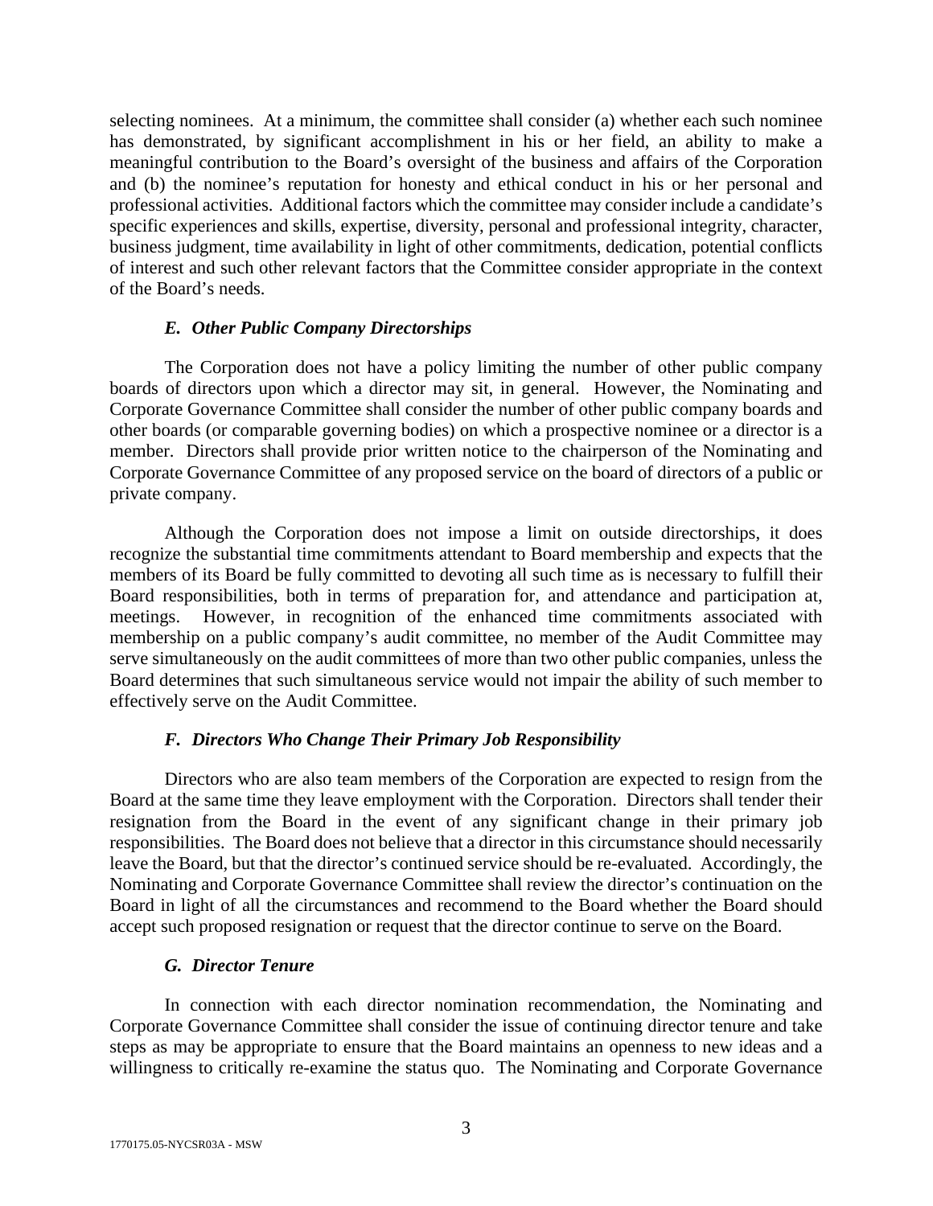selecting nominees. At a minimum, the committee shall consider (a) whether each such nominee has demonstrated, by significant accomplishment in his or her field, an ability to make a meaningful contribution to the Board's oversight of the business and affairs of the Corporation and (b) the nominee's reputation for honesty and ethical conduct in his or her personal and professional activities. Additional factors which the committee may consider include a candidate's specific experiences and skills, expertise, diversity, personal and professional integrity, character, business judgment, time availability in light of other commitments, dedication, potential conflicts of interest and such other relevant factors that the Committee consider appropriate in the context of the Board's needs.

### *E. Other Public Company Directorships*

The Corporation does not have a policy limiting the number of other public company boards of directors upon which a director may sit, in general. However, the Nominating and Corporate Governance Committee shall consider the number of other public company boards and other boards (or comparable governing bodies) on which a prospective nominee or a director is a member. Directors shall provide prior written notice to the chairperson of the Nominating and Corporate Governance Committee of any proposed service on the board of directors of a public or private company.

Although the Corporation does not impose a limit on outside directorships, it does recognize the substantial time commitments attendant to Board membership and expects that the members of its Board be fully committed to devoting all such time as is necessary to fulfill their Board responsibilities, both in terms of preparation for, and attendance and participation at, meetings. However, in recognition of the enhanced time commitments associated with membership on a public company's audit committee, no member of the Audit Committee may serve simultaneously on the audit committees of more than two other public companies, unless the Board determines that such simultaneous service would not impair the ability of such member to effectively serve on the Audit Committee.

### *F. Directors Who Change Their Primary Job Responsibility*

Directors who are also team members of the Corporation are expected to resign from the Board at the same time they leave employment with the Corporation. Directors shall tender their resignation from the Board in the event of any significant change in their primary job responsibilities. The Board does not believe that a director in this circumstance should necessarily leave the Board, but that the director's continued service should be re-evaluated. Accordingly, the Nominating and Corporate Governance Committee shall review the director's continuation on the Board in light of all the circumstances and recommend to the Board whether the Board should accept such proposed resignation or request that the director continue to serve on the Board.

### *G. Director Tenure*

In connection with each director nomination recommendation, the Nominating and Corporate Governance Committee shall consider the issue of continuing director tenure and take steps as may be appropriate to ensure that the Board maintains an openness to new ideas and a willingness to critically re-examine the status quo. The Nominating and Corporate Governance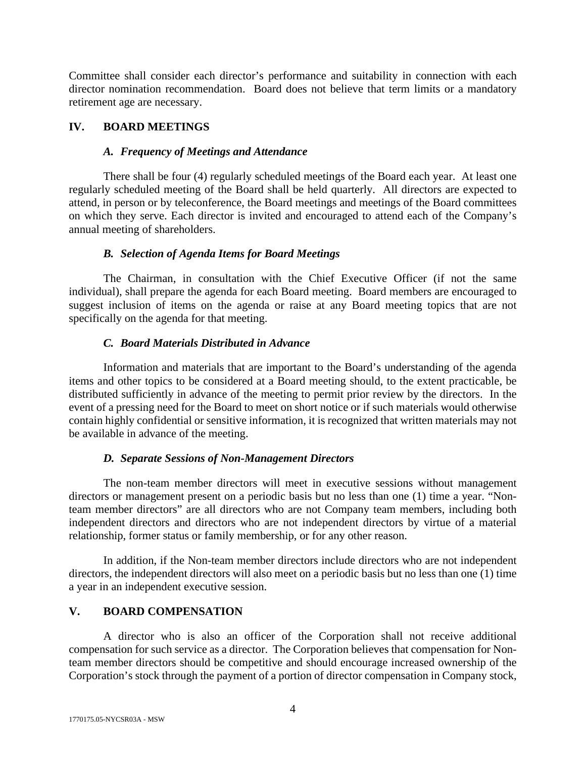Committee shall consider each director's performance and suitability in connection with each director nomination recommendation. Board does not believe that term limits or a mandatory retirement age are necessary.

## IV. BOARD MEETINGS

### *A. Frequency of Meetings and Attendance*

There shall be four (4) regularly scheduled meetings of the Board each year. At least one regularly scheduled meeting of the Board shall be held quarterly. All directors are expected to attend, in person or by teleconference, the Board meetings and meetings of the Board committees on which they serve. Each director is invited and encouraged to attend each of the Company's annual meeting of shareholders.

### *B. Selection of Agenda Items for Board Meetings*

The Chairman, in consultation with the Chief Executive Officer (if not the same individual), shall prepare the agenda for each Board meeting. Board members are encouraged to suggest inclusion of items on the agenda or raise at any Board meeting topics that are not specifically on the agenda for that meeting.

### *C. Board Materials Distributed in Advance*

Information and materials that are important to the Board's understanding of the agenda items and other topics to be considered at a Board meeting should, to the extent practicable, be distributed sufficiently in advance of the meeting to permit prior review by the directors. In the event of a pressing need for the Board to meet on short notice or if such materials would otherwise contain highly confidential or sensitive information, it is recognized that written materials may not be available in advance of the meeting.

### *D. Separate Sessions of Non-Management Directors*

The non-team member directors will meet in executive sessions without management directors or management present on a periodic basis but no less than one (1) time a year. "Non-team member directors" are all directors who are not Company team members, including both independent directors and directors who are not independent directors by virtue of a material relationship, former status or family membership, or for any other reason.

In addition, if the Non-team member directors include directors who are not independent directors, the independent directors will also meet on a periodic basis but no less than one (1) time a year in an independent executive session.

## V. BOARD COMPENSATION

A director who is also an officer of the Corporation shall not receive additional compensation for such service as a director. The Corporation believes that compensation for Non-team member directors should be competitive and should encourage increased ownership of the Corporation's stock through the payment of a portion of director compensation in Company stock,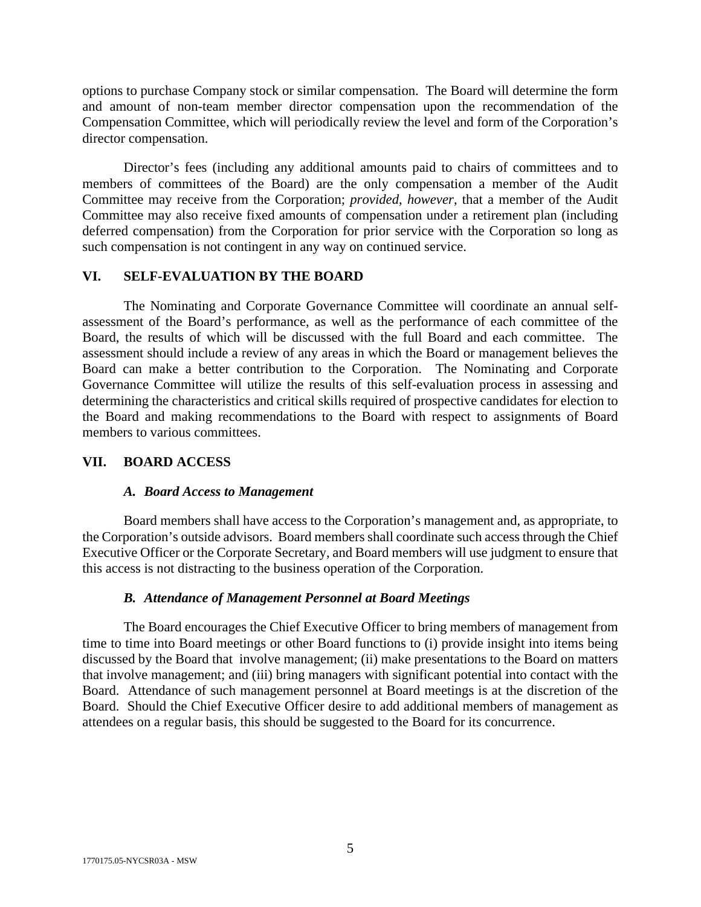options to purchase Company stock or similar compensation. The Board will determine the form and amount of non-team member director compensation upon the recommendation of the Compensation Committee, which will periodically review the level and form of the Corporation's director compensation.

Director's fees (including any additional amounts paid to chairs of committees and to members of committees of the Board) are the only compensation a member of the Audit Committee may receive from the Corporation; *provided*, *however*, that a member of the Audit Committee may also receive fixed amounts of compensation under a retirement plan (including deferred compensation) from the Corporation for prior service with the Corporation so long as such compensation is not contingent in any way on continued service.

## VI. SELF-EVALUATION BY THE BOARD

The Nominating and Corporate Governance Committee will coordinate an annual self-assessment of the Board's performance, as well as the performance of each committee of the Board, the results of which will be discussed with the full Board and each committee. The assessment should include a review of any areas in which the Board or management believes the Board can make a better contribution to the Corporation. The Nominating and Corporate Governance Committee will utilize the results of this self-evaluation process in assessing and determining the characteristics and critical skills required of prospective candidates for election to the Board and making recommendations to the Board with respect to assignments of Board members to various committees.

## VII. BOARD ACCESS

### *A. Board Access to Management*

Board members shall have access to the Corporation's management and, as appropriate, to the Corporation's outside advisors. Board members shall coordinate such access through the Chief Executive Officer or the Corporate Secretary, and Board members will use judgment to ensure that this access is not distracting to the business operation of the Corporation.

### *B. Attendance of Management Personnel at Board Meetings*

The Board encourages the Chief Executive Officer to bring members of management from time to time into Board meetings or other Board functions to (i) provide insight into items being discussed by the Board that involve management; (ii) make presentations to the Board on matters that involve management; and (iii) bring managers with significant potential into contact with the Board. Attendance of such management personnel at Board meetings is at the discretion of the Board. Should the Chief Executive Officer desire to add additional members of management as attendees on a regular basis, this should be suggested to the Board for its concurrence.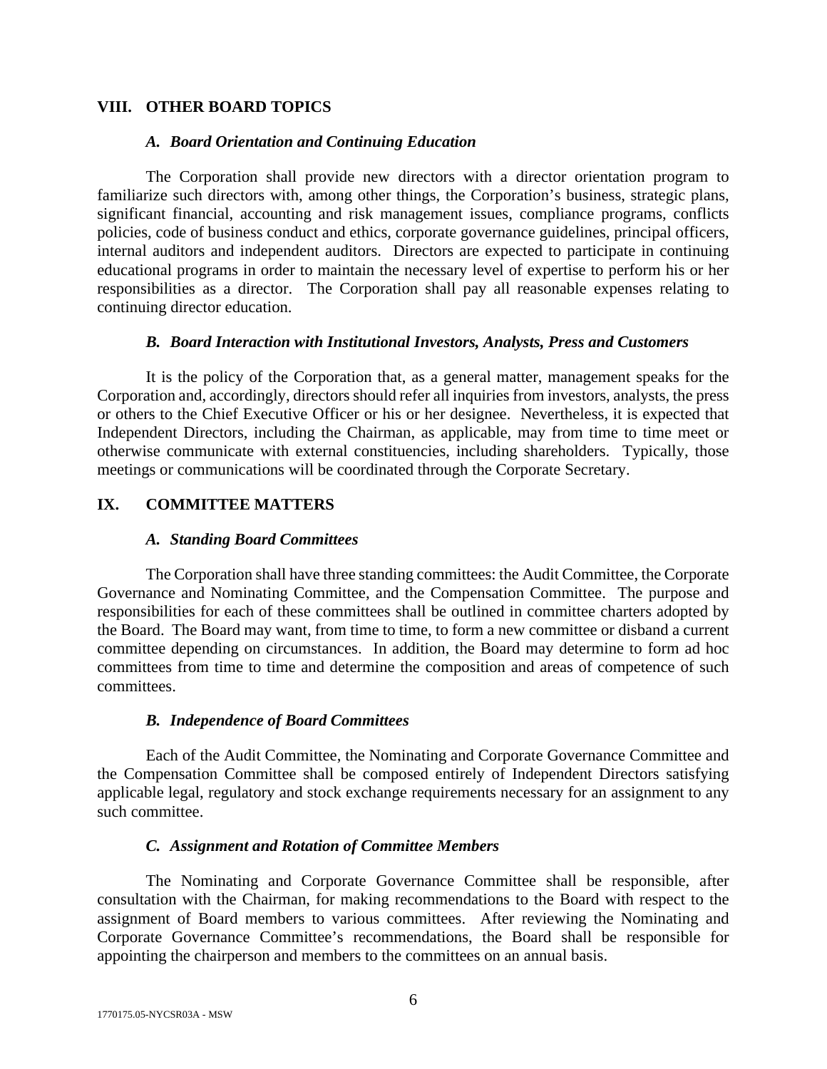## VIII. OTHER BOARD TOPICS

### *A. Board Orientation and Continuing Education*

The Corporation shall provide new directors with a director orientation program to familiarize such directors with, among other things, the Corporation's business, strategic plans, significant financial, accounting and risk management issues, compliance programs, conflicts policies, code of business conduct and ethics, corporate governance guidelines, principal officers, internal auditors and independent auditors. Directors are expected to participate in continuing educational programs in order to maintain the necessary level of expertise to perform his or her responsibilities as a director. The Corporation shall pay all reasonable expenses relating to continuing director education.

### *B. Board Interaction with Institutional Investors, Analysts, Press and Customers*

It is the policy of the Corporation that, as a general matter, management speaks for the Corporation and, accordingly, directors should refer all inquiries from investors, analysts, the press or others to the Chief Executive Officer or his or her designee. Nevertheless, it is expected that Independent Directors, including the Chairman, as applicable, may from time to time meet or otherwise communicate with external constituencies, including shareholders. Typically, those meetings or communications will be coordinated through the Corporate Secretary.

## IX. COMMITTEE MATTERS

### *A. Standing Board Committees*

The Corporation shall have three standing committees: the Audit Committee, the Corporate Governance and Nominating Committee, and the Compensation Committee. The purpose and responsibilities for each of these committees shall be outlined in committee charters adopted by the Board. The Board may want, from time to time, to form a new committee or disband a current committee depending on circumstances. In addition, the Board may determine to form ad hoc committees from time to time and determine the composition and areas of competence of such committees.

### *B. Independence of Board Committees*

Each of the Audit Committee, the Nominating and Corporate Governance Committee and the Compensation Committee shall be composed entirely of Independent Directors satisfying applicable legal, regulatory and stock exchange requirements necessary for an assignment to any such committee.

### *C. Assignment and Rotation of Committee Members*

The Nominating and Corporate Governance Committee shall be responsible, after consultation with the Chairman, for making recommendations to the Board with respect to the assignment of Board members to various committees. After reviewing the Nominating and Corporate Governance Committee's recommendations, the Board shall be responsible for appointing the chairperson and members to the committees on an annual basis.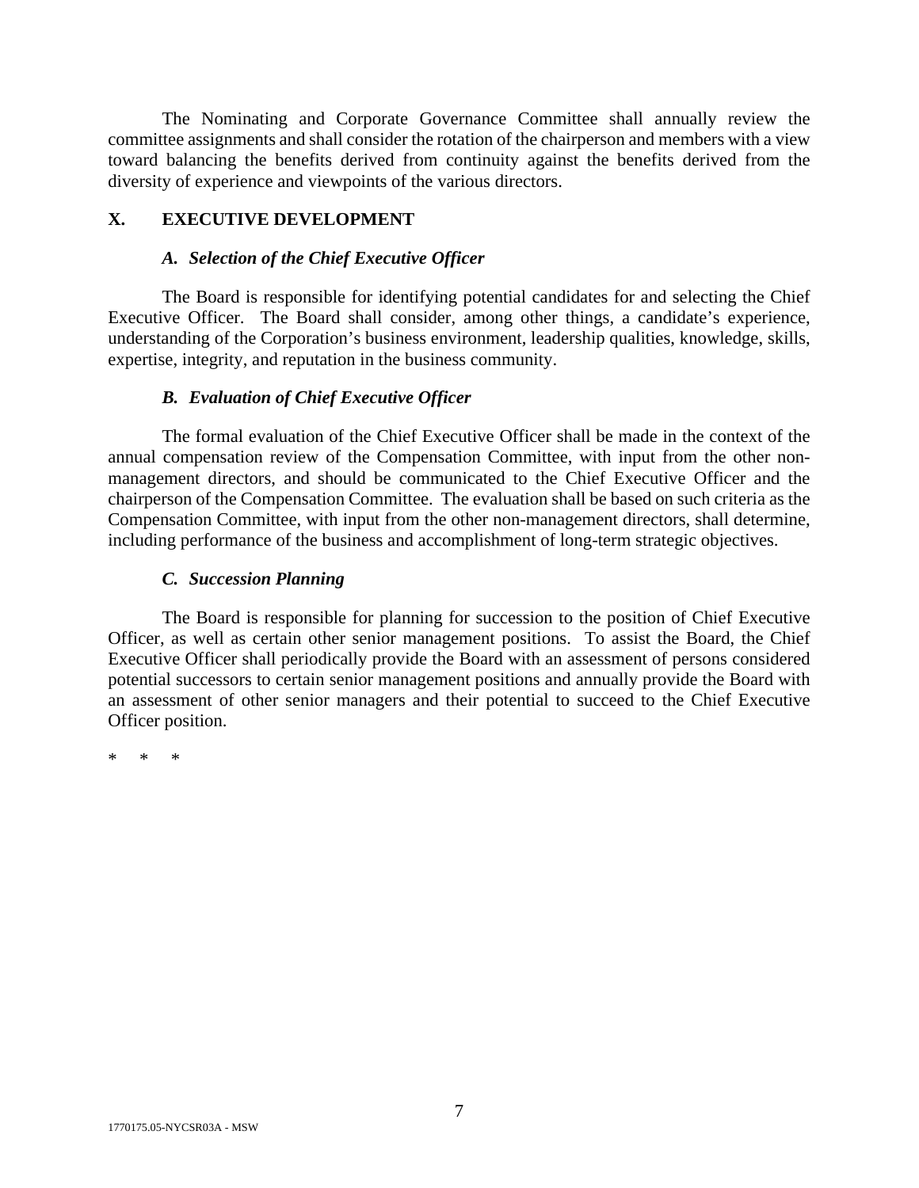The Nominating and Corporate Governance Committee shall annually review the committee assignments and shall consider the rotation of the chairperson and members with a view toward balancing the benefits derived from continuity against the benefits derived from the diversity of experience and viewpoints of the various directors.

## X. EXECUTIVE DEVELOPMENT

### *A. Selection of the Chief Executive Officer*

The Board is responsible for identifying potential candidates for and selecting the Chief Executive Officer. The Board shall consider, among other things, a candidate's experience, understanding of the Corporation's business environment, leadership qualities, knowledge, skills, expertise, integrity, and reputation in the business community.

### *B. Evaluation of Chief Executive Officer*

The formal evaluation of the Chief Executive Officer shall be made in the context of the annual compensation review of the Compensation Committee, with input from the other non-management directors, and should be communicated to the Chief Executive Officer and the chairperson of the Compensation Committee. The evaluation shall be based on such criteria as the Compensation Committee, with input from the other non-management directors, shall determine, including performance of the business and accomplishment of long-term strategic objectives.

### *C. Succession Planning*

The Board is responsible for planning for succession to the position of Chief Executive Officer, as well as certain other senior management positions. To assist the Board, the Chief Executive Officer shall periodically provide the Board with an assessment of persons considered potential successors to certain senior management positions and annually provide the Board with an assessment of other senior managers and their potential to succeed to the Chief Executive Officer position.

\* \* \*

1770175.05-NYCSR03A - MSW